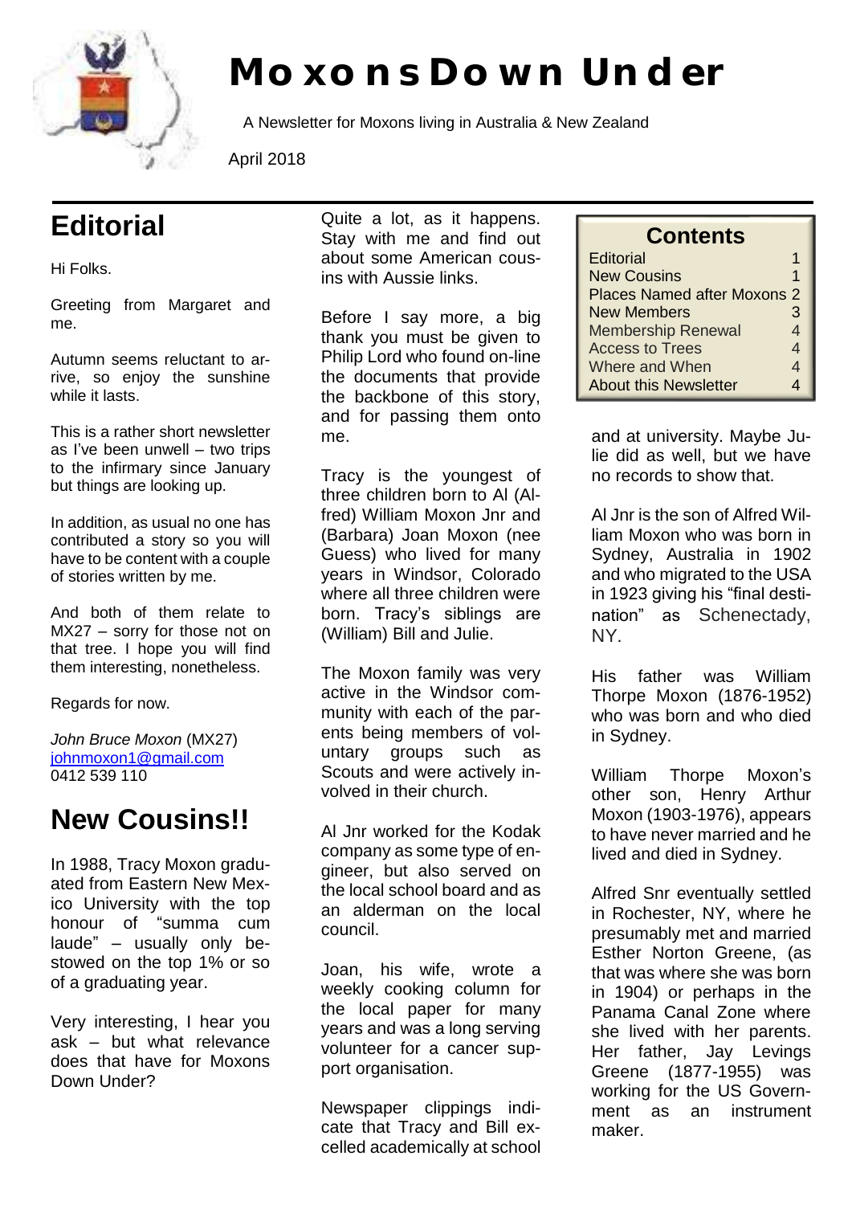# Moxons Down Under

A Newsletter for Moxons living in Australia & New Zealand

April 2018

## Contents

| | |
|---|---|
| Editorial | 1 |
| New Cousins | 1 |
| Places Named after Moxons | 2 |
| New Members | 3 |
| Membership Renewal | 4 |
| Access to Trees | 4 |
| Where and When | 4 |
| About this Newsletter | 4 |

## Editorial

Hi Folks.

Greeting from Margaret and me.

Autumn seems reluctant to arrive, so enjoy the sunshine while it lasts.

This is a rather short newsletter as I've been unwell – two trips to the infirmary since January but things are looking up.

In addition, as usual no one has contributed a story so you will have to be content with a couple of stories written by me.

And both of them relate to MX27 – sorry for those not on that tree. I hope you will find them interesting, nonetheless.

Regards for now.

*John Bruce Moxon* (MX27)
johnmoxon1@gmail.com
0412 539 110

## New Cousins!!

In 1988, Tracy Moxon graduated from Eastern New Mexico University with the top honour of "summa cum laude" – usually only bestowed on the top 1% or so of a graduating year.

Very interesting, I hear you ask – but what relevance does that have for Moxons Down Under?

Quite a lot, as it happens. Stay with me and find out about some American cousins with Aussie links.

Before I say more, a big thank you must be given to Philip Lord who found on-line the documents that provide the backbone of this story, and for passing them onto me.

Tracy is the youngest of three children born to Al (Alfred) William Moxon Jnr and (Barbara) Joan Moxon (nee Guess) who lived for many years in Windsor, Colorado where all three children were born. Tracy's siblings are (William) Bill and Julie.

The Moxon family was very active in the Windsor community with each of the parents being members of voluntary groups such as Scouts and were actively involved in their church.

Al Jnr worked for the Kodak company as some type of engineer, but also served on the local school board and as an alderman on the local council.

Joan, his wife, wrote a weekly cooking column for the local paper for many years and was a long serving volunteer for a cancer support organisation.

Newspaper clippings indicate that Tracy and Bill excelled academically at school and at university. Maybe Julie did as well, but we have no records to show that.

Al Jnr is the son of Alfred William Moxon who was born in Sydney, Australia in 1902 and who migrated to the USA in 1923 giving his "final destination" as Schenectady, NY.

His father was William Thorpe Moxon (1876-1952) who was born and who died in Sydney.

William Thorpe Moxon's other son, Henry Arthur Moxon (1903-1976), appears to have never married and he lived and died in Sydney.

Alfred Snr eventually settled in Rochester, NY, where he presumably met and married Esther Norton Greene, (as that was where she was born in 1904) or perhaps in the Panama Canal Zone where she lived with her parents. Her father, Jay Levings Greene (1877-1955) was working for the US Government as an instrument maker.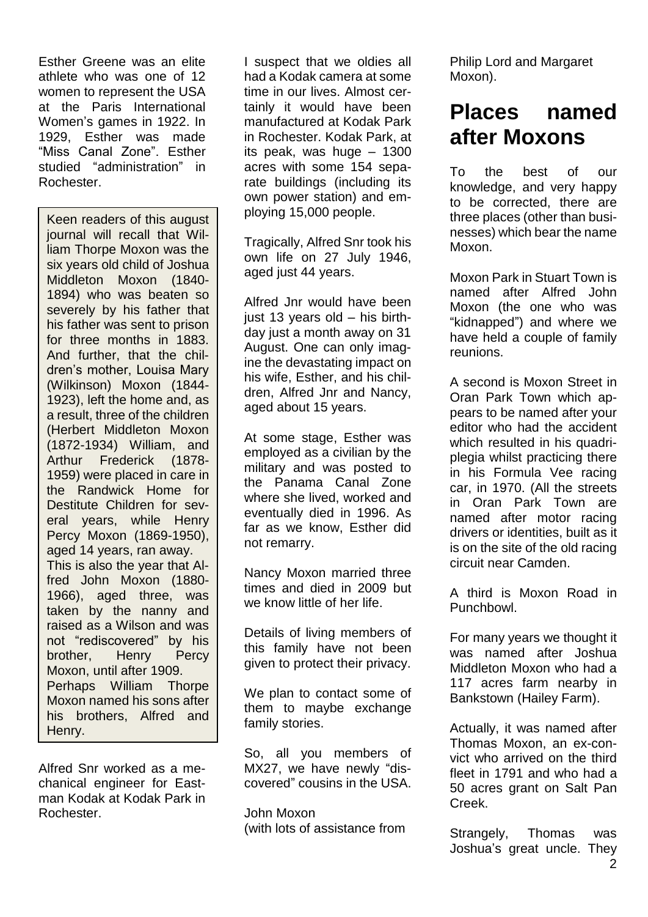Esther Greene was an elite athlete who was one of 12 women to represent the USA at the Paris International Women's games in 1922. In 1929, Esther was made "Miss Canal Zone". Esther studied "administration" in Rochester.

> Keen readers of this august journal will recall that William Thorpe Moxon was the six years old child of Joshua Middleton Moxon (1840-1894) who was beaten so severely by his father that his father was sent to prison for three months in 1883. And further, that the children's mother, Louisa Mary (Wilkinson) Moxon (1844-1923), left the home and, as a result, three of the children (Herbert Middleton Moxon (1872-1934) William, and Arthur Frederick (1878-1959) were placed in care in the Randwick Home for Destitute Children for several years, while Henry Percy Moxon (1869-1950), aged 14 years, ran away.
> This is also the year that Alfred John Moxon (1880-1966), aged three, was taken by the nanny and raised as a Wilson and was not "rediscovered" by his brother, Henry Percy Moxon, until after 1909.
> Perhaps William Thorpe Moxon named his sons after his brothers, Alfred and Henry.

Alfred Snr worked as a mechanical engineer for Eastman Kodak at Kodak Park in Rochester.

I suspect that we oldies all had a Kodak camera at some time in our lives. Almost certainly it would have been manufactured at Kodak Park in Rochester. Kodak Park, at its peak, was huge – 1300 acres with some 154 separate buildings (including its own power station) and employing 15,000 people.

Tragically, Alfred Snr took his own life on 27 July 1946, aged just 44 years.

Alfred Jnr would have been just 13 years old – his birthday just a month away on 31 August. One can only imagine the devastating impact on his wife, Esther, and his children, Alfred Jnr and Nancy, aged about 15 years.

At some stage, Esther was employed as a civilian by the military and was posted to the Panama Canal Zone where she lived, worked and eventually died in 1996. As far as we know, Esther did not remarry.

Nancy Moxon married three times and died in 2009 but we know little of her life.

Details of living members of this family have not been given to protect their privacy.

We plan to contact some of them to maybe exchange family stories.

So, all you members of MX27, we have newly "discovered" cousins in the USA.

John Moxon
(with lots of assistance from Philip Lord and Margaret Moxon).

# Places named after Moxons

To the best of our knowledge, and very happy to be corrected, there are three places (other than businesses) which bear the name Moxon.

Moxon Park in Stuart Town is named after Alfred John Moxon (the one who was "kidnapped") and where we have held a couple of family reunions.

A second is Moxon Street in Oran Park Town which appears to be named after your editor who had the accident which resulted in his quadriplegia whilst practicing there in his Formula Vee racing car, in 1970. (All the streets in Oran Park Town are named after motor racing drivers or identities, built as it is on the site of the old racing circuit near Camden.

A third is Moxon Road in Punchbowl.

For many years we thought it was named after Joshua Middleton Moxon who had a 117 acres farm nearby in Bankstown (Hailey Farm).

Actually, it was named after Thomas Moxon, an ex-convict who arrived on the third fleet in 1791 and who had a 50 acres grant on Salt Pan Creek.

Strangely, Thomas was Joshua's great uncle. They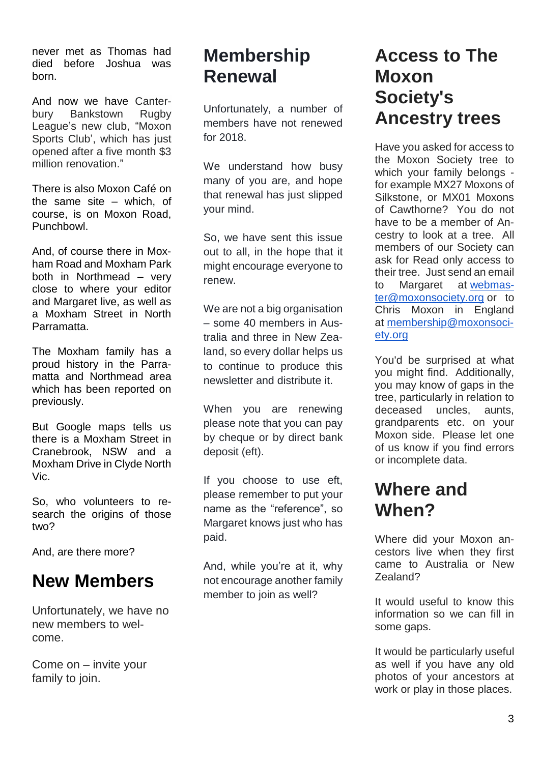never met as Thomas had died before Joshua was born.

And now we have Canterbury Bankstown Rugby League's new club, "Moxon Sports Club', which has just opened after a five month $3 million renovation."

There is also Moxon Café on the same site – which, of course, is on Moxon Road, Punchbowl.

And, of course there in Moxham Road and Moxham Park both in Northmead – very close to where your editor and Margaret live, as well as a Moxham Street in North Parramatta.

The Moxham family has a proud history in the Parramatta and Northmead area which has been reported on previously.

But Google maps tells us there is a Moxham Street in Cranebrook, NSW and a Moxham Drive in Clyde North Vic.

So, who volunteers to research the origins of those two?

And, are there more?

# New Members

Unfortunately, we have no new members to welcome.

Come on – invite your family to join.

# Membership Renewal

Unfortunately, a number of members have not renewed for 2018.

We understand how busy many of you are, and hope that renewal has just slipped your mind.

So, we have sent this issue out to all, in the hope that it might encourage everyone to renew.

We are not a big organisation – some 40 members in Australia and three in New Zealand, so every dollar helps us to continue to produce this newsletter and distribute it.

When you are renewing please note that you can pay by cheque or by direct bank deposit (eft).

If you choose to use eft, please remember to put your name as the "reference", so Margaret knows just who has paid.

And, while you're at it, why not encourage another family member to join as well?

# Access to The Moxon Society's Ancestry trees

Have you asked for access to the Moxon Society tree to which your family belongs - for example MX27 Moxons of Silkstone, or MX01 Moxons of Cawthorne? You do not have to be a member of Ancestry to look at a tree. All members of our Society can ask for Read only access to their tree. Just send an email to Margaret at webmaster@moxonsociety.org or to Chris Moxon in England at membership@moxonsociety.org

You'd be surprised at what you might find. Additionally, you may know of gaps in the tree, particularly in relation to deceased uncles, aunts, grandparents etc. on your Moxon side. Please let one of us know if you find errors or incomplete data.

# Where and When?

Where did your Moxon ancestors live when they first came to Australia or New Zealand?

It would useful to know this information so we can fill in some gaps.

It would be particularly useful as well if you have any old photos of your ancestors at work or play in those places.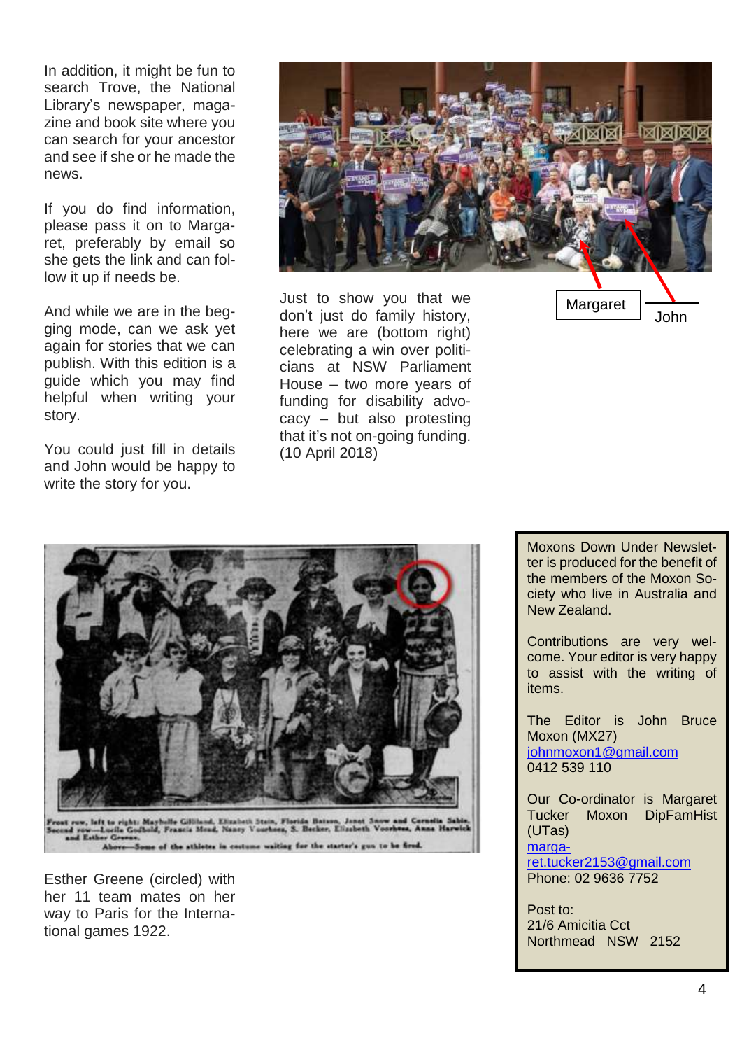In addition, it might be fun to search Trove, the National Library's newspaper, magazine and book site where you can search for your ancestor and see if she or he made the news.

If you do find information, please pass it on to Margaret, preferably by email so she gets the link and can follow it up if needs be.

And while we are in the begging mode, can we ask yet again for stories that we can publish. With this edition is a guide which you may find helpful when writing your story.

You could just fill in details and John would be happy to write the story for you.

Margaret

John

Just to show you that we don't just do family history, here we are (bottom right) celebrating a win over politicians at NSW Parliament House – two more years of funding for disability advocacy – but also protesting that it's not on-going funding. (10 April 2018)

Front row, left to right: Maybelle Gilliland, Elizabeth Stein, Florida Batson, Janet Snow and Cornelia Sabie. Second row—Lucile Godbold, Francis Mead, Nancy Voorhees, S. Becker, Elizabeth Voorhees, Anna Harwick and Esther Greene.
Above—Some of the athletes in costume waiting for the starter's gun to be fired.

Esther Greene (circled) with her 11 team mates on her way to Paris for the International games 1922.

Moxons Down Under Newsletter is produced for the benefit of the members of the Moxon Society who live in Australia and New Zealand.

Contributions are very welcome. Your editor is very happy to assist with the writing of items.

The Editor is John Bruce Moxon (MX27)
johnmoxon1@gmail.com
0412 539 110

Our Co-ordinator is Margaret Tucker Moxon DipFamHist (UTas)
margaret.tucker2153@gmail.com
Phone: 02 9636 7752

Post to:
21/6 Amicitia Cct
Northmead NSW 2152